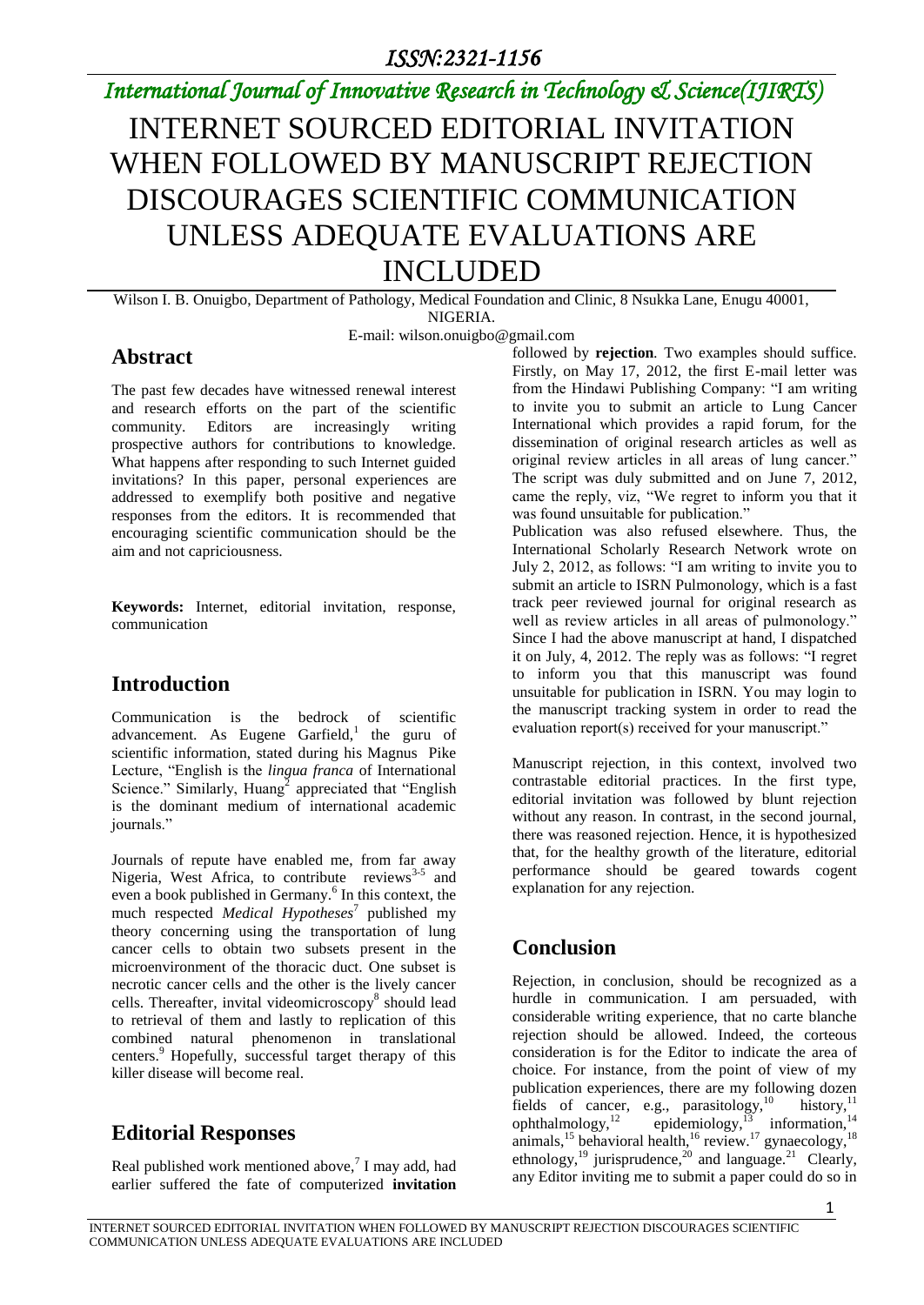# INTERNET SOURCED EDITORIAL INVITATION WHEN FOLLOWED BY MANUSCRIPT REJECTION DISCOURAGES SCIENTIFIC COMMUNICATION UNLESS ADEQUATE EVALUATIONS ARE INCLUDED

Wilson I. B. Onuigbo, Department of Pathology, Medical Foundation and Clinic, 8 Nsukka Lane, Enugu 40001, NIGERIA.

E-mail: wilson.onuigbo@gmail.com

## Abstract

The past few decades have witnessed renewal interest and research efforts on the part of the scientific community. Editors are increasingly writing prospective authors for contributions to knowledge. What happens after responding to such Internet guided invitations? In this paper, personal experiences are addressed to exemplify both positive and negative responses from the editors. It is recommended that encouraging scientific communication should be the aim and not capriciousness.

**Keywords:** Internet, editorial invitation, response, communication

## Introduction

Communication is the bedrock of scientific advancement. As Eugene Garfield,[1] the guru of scientific information, stated during his Magnus Pike Lecture, "English is the *lingua franca* of International Science." Similarly, Huang[2] appreciated that "English is the dominant medium of international academic journals."

Journals of repute have enabled me, from far away Nigeria, West Africa, to contribute reviews[3-5] and even a book published in Germany.[6] In this context, the much respected *Medical Hypotheses*[7] published my theory concerning using the transportation of lung cancer cells to obtain two subsets present in the microenvironment of the thoracic duct. One subset is necrotic cancer cells and the other is the lively cancer cells. Thereafter, invital videomicroscopy[8] should lead to retrieval of them and lastly to replication of this combined natural phenomenon in translational centers.[9] Hopefully, successful target therapy of this killer disease will become real.

## Editorial Responses

Real published work mentioned above,[7] I may add, had earlier suffered the fate of computerized **invitation** followed by **rejection**. Two examples should suffice. Firstly, on May 17, 2012, the first E-mail letter was from the Hindawi Publishing Company: "I am writing to invite you to submit an article to Lung Cancer International which provides a rapid forum, for the dissemination of original research articles as well as original review articles in all areas of lung cancer." The script was duly submitted and on June 7, 2012, came the reply, viz, "We regret to inform you that it was found unsuitable for publication."

Publication was also refused elsewhere. Thus, the International Scholarly Research Network wrote on July 2, 2012, as follows: "I am writing to invite you to submit an article to ISRN Pulmonology, which is a fast track peer reviewed journal for original research as well as review articles in all areas of pulmonology." Since I had the above manuscript at hand, I dispatched it on July, 4, 2012. The reply was as follows: "I regret to inform you that this manuscript was found unsuitable for publication in ISRN. You may login to the manuscript tracking system in order to read the evaluation report(s) received for your manuscript."

Manuscript rejection, in this context, involved two contrastable editorial practices. In the first type, editorial invitation was followed by blunt rejection without any reason. In contrast, in the second journal, there was reasoned rejection. Hence, it is hypothesized that, for the healthy growth of the literature, editorial performance should be geared towards cogent explanation for any rejection.

## Conclusion

Rejection, in conclusion, should be recognized as a hurdle in communication. I am persuaded, with considerable writing experience, that no carte blanche rejection should be allowed. Indeed, the corteous consideration is for the Editor to indicate the area of choice. For instance, from the point of view of my publication experiences, there are my following dozen fields of cancer, e.g., parasitology,[10] history,[11] ophthalmology,[12] epidemiology,[13] information,[14] animals,[15] behavioral health,[16] review.[17] gynaecology,[18] ethnology,[19] jurisprudence,[20] and language.[21] Clearly, any Editor inviting me to submit a paper could do so in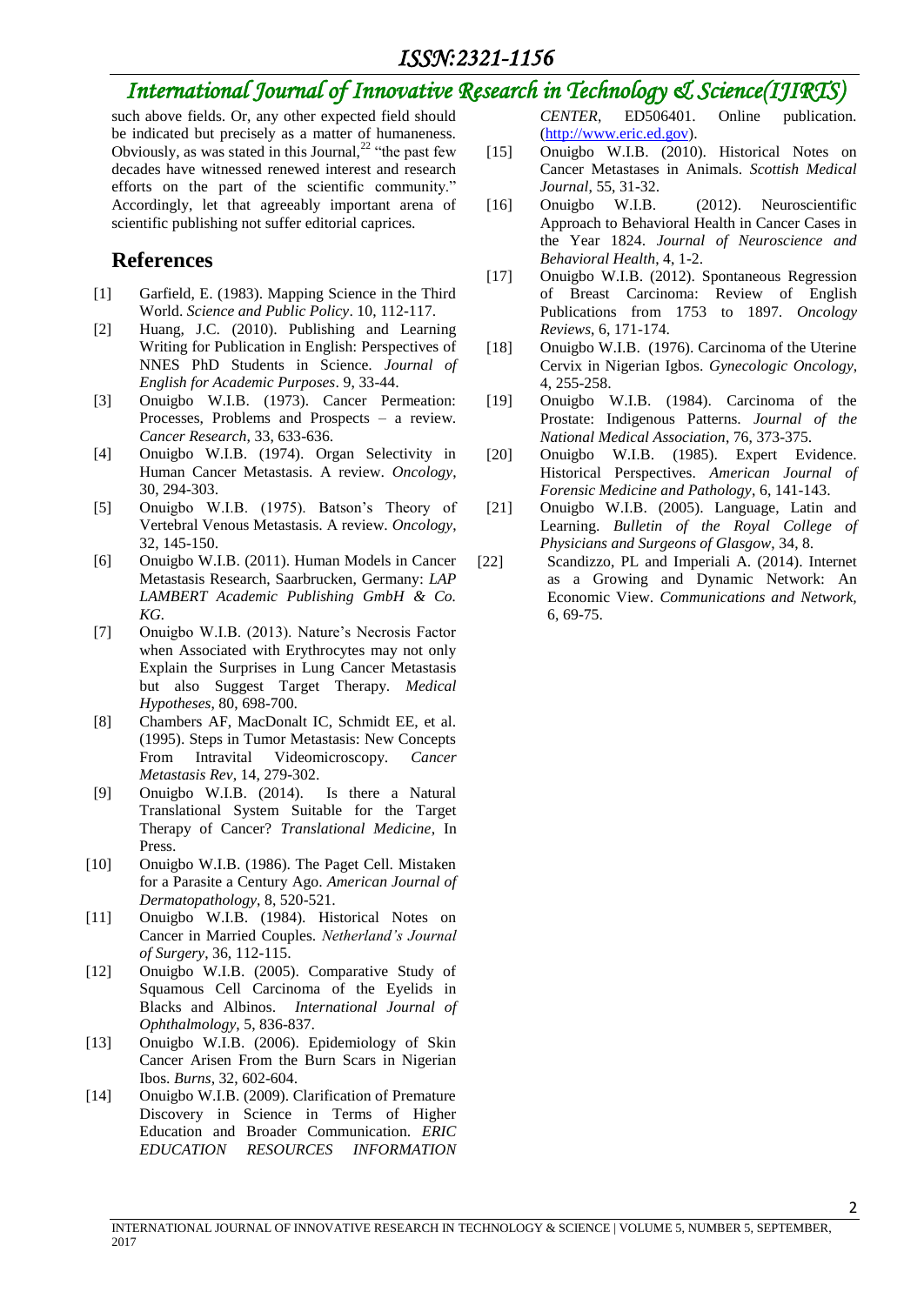such above fields. Or, any other expected field should be indicated but precisely as a matter of humaneness. Obviously, as was stated in this Journal,[22] "the past few decades have witnessed renewed interest and research efforts on the part of the scientific community." Accordingly, let that agreeably important arena of scientific publishing not suffer editorial caprices.

## References

[1] Garfield, E. (1983). Mapping Science in the Third World. *Science and Public Policy*. 10, 112-117.

[2] Huang, J.C. (2010). Publishing and Learning Writing for Publication in English: Perspectives of NNES PhD Students in Science. *Journal of English for Academic Purposes*. 9, 33-44.

[3] Onuigbo W.I.B. (1973). Cancer Permeation: Processes, Problems and Prospects – a review. *Cancer Research*, 33, 633-636.

[4] Onuigbo W.I.B. (1974). Organ Selectivity in Human Cancer Metastasis. A review. *Oncology*, 30, 294-303.

[5] Onuigbo W.I.B. (1975). Batson's Theory of Vertebral Venous Metastasis. A review. *Oncology*, 32, 145-150.

[6] Onuigbo W.I.B. (2011). Human Models in Cancer Metastasis Research, Saarbrucken, Germany: *LAP LAMBERT Academic Publishing GmbH & Co. KG*.

[7] Onuigbo W.I.B. (2013). Nature's Necrosis Factor when Associated with Erythrocytes may not only Explain the Surprises in Lung Cancer Metastasis but also Suggest Target Therapy. *Medical Hypotheses*, 80, 698-700.

[8] Chambers AF, MacDonalt IC, Schmidt EE, et al. (1995). Steps in Tumor Metastasis: New Concepts From Intravital Videomicroscopy. *Cancer Metastasis Rev*, 14, 279-302.

[9] Onuigbo W.I.B. (2014). Is there a Natural Translational System Suitable for the Target Therapy of Cancer? *Translational Medicine*, In Press.

[10] Onuigbo W.I.B. (1986). The Paget Cell. Mistaken for a Parasite a Century Ago. *American Journal of Dermatopathology*, 8, 520-521.

[11] Onuigbo W.I.B. (1984). Historical Notes on Cancer in Married Couples. *Netherland's Journal of Surgery*, 36, 112-115.

[12] Onuigbo W.I.B. (2005). Comparative Study of Squamous Cell Carcinoma of the Eyelids in Blacks and Albinos. *International Journal of Ophthalmology*, 5, 836-837.

[13] Onuigbo W.I.B. (2006). Epidemiology of Skin Cancer Arisen From the Burn Scars in Nigerian Ibos. *Burns*, 32, 602-604.

[14] Onuigbo W.I.B. (2009). Clarification of Premature Discovery in Science in Terms of Higher Education and Broader Communication. *ERIC EDUCATION RESOURCES INFORMATION CENTER*, ED506401. Online publication. (http://www.eric.ed.gov).

[15] Onuigbo W.I.B. (2010). Historical Notes on Cancer Metastases in Animals. *Scottish Medical Journal*, 55, 31-32.

[16] Onuigbo W.I.B. (2012). Neuroscientific Approach to Behavioral Health in Cancer Cases in the Year 1824. *Journal of Neuroscience and Behavioral Health*, 4, 1-2.

[17] Onuigbo W.I.B. (2012). Spontaneous Regression of Breast Carcinoma: Review of English Publications from 1753 to 1897. *Oncology Reviews*, 6, 171-174.

[18] Onuigbo W.I.B. (1976). Carcinoma of the Uterine Cervix in Nigerian Igbos. *Gynecologic Oncology*, 4, 255-258.

[19] Onuigbo W.I.B. (1984). Carcinoma of the Prostate: Indigenous Patterns. *Journal of the National Medical Association*, 76, 373-375.

[20] Onuigbo W.I.B. (1985). Expert Evidence. Historical Perspectives. *American Journal of Forensic Medicine and Pathology*, 6, 141-143.

[21] Onuigbo W.I.B. (2005). Language, Latin and Learning. *Bulletin of the Royal College of Physicians and Surgeons of Glasgow*, 34, 8.

[22] Scandizzo, PL and Imperiali A. (2014). Internet as a Growing and Dynamic Network: An Economic View. *Communications and Network*, 6, 69-75.